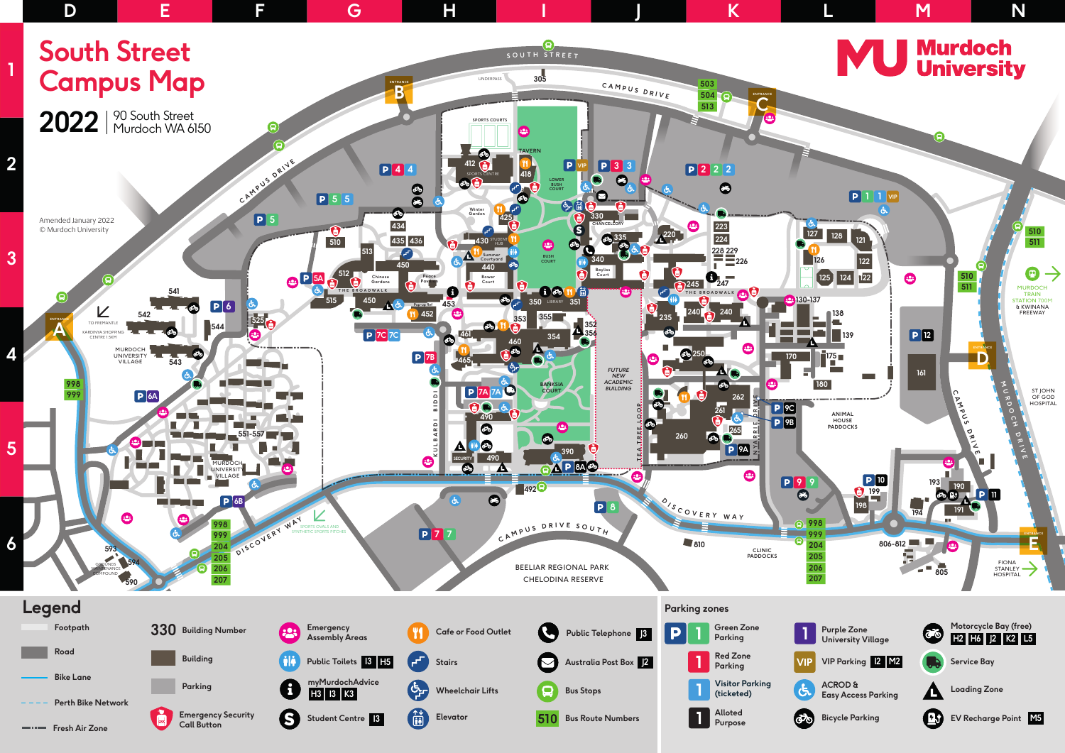# South Street Campus Map

## 2022

90 South Street
Murdoch WA 6150

Murdoch University

Amended January 2022
© Murdoch University

## Legend

- Footpath
- Road
- Bike Lane
- Perth Bike Network
- Fresh Air Zone
- 330 Building Number
- Building
- Parking
- Emergency Security Call Button
- Emergency Assembly Areas
- Public Toilets I3 H5
- myMurdochAdvice H3 I3 K3
- Student Centre I3
- Cafe or Food Outlet
- Stairs
- Wheelchair Lifts
- Elevator
- Public Telephone J3
- Australia Post Box J2
- Bus Stops
- 510 Bus Route Numbers

## Parking zones

- Green Zone Parking
- Red Zone Parking
- Visitor Parking (ticketed)
- Alloted Purpose
- Purple Zone University Village
- VIP Parking I2 M2
- ACROD & Easy Access Parking
- Bicycle Parking
- Motorcycle Bay (free) H2 H6 J2 K2 L5
- Service Bay
- Loading Zone
- EV Recharge Point M5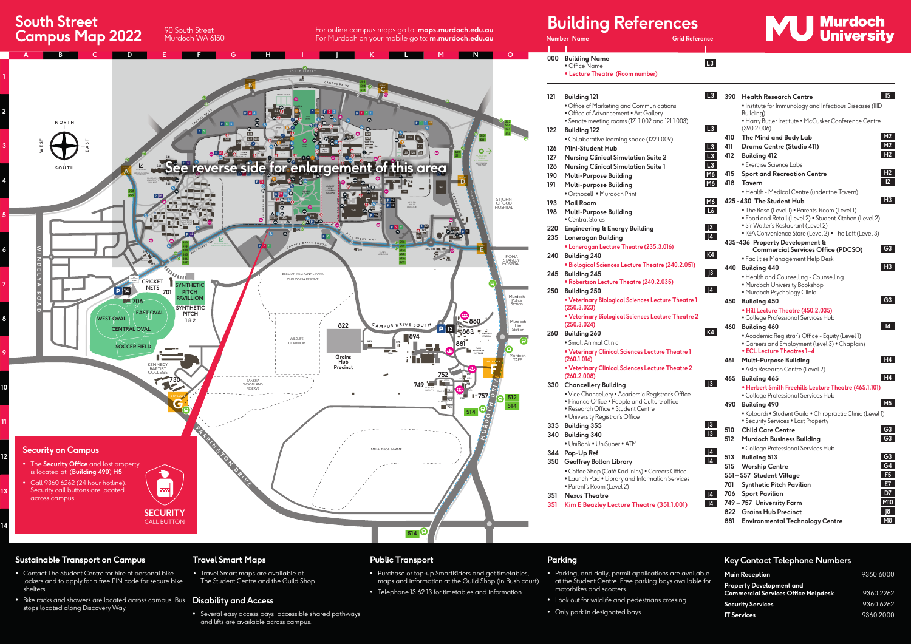# South Street Campus Map 2022

90 South Street
Murdoch WA 6150

For online campus maps go to: **maps.murdoch.edu.au**
For Murdoch on your mobile go to: **m.murdoch.edu.au**

See reverse side for enlargement of this area

## Security on Campus

- The **Security Office** and lost property is located at (**Building 490**) **H5**
- Call 9360 6262 (24 hour hotline). Security call buttons are located across campus.

**SECURITY** CALL BUTTON

# Building References

Murdoch University

| Number | Name | Grid Reference |
|---|---|---|
| 000 | **Building Name** • Office Name • Lecture Theatre (Room number) | L3 |
| 121 | **Building 121** • Office of Marketing and Communications • Office of Advancement • Art Gallery • Senate meeting rooms (121.1.002 and 121.1.003) | L3 |
| 122 | **Building 122** • Collaborative learning space (122.1.009) | L3 |
| 126 | **Mini-Student Hub** | L3 |
| 127 | **Nursing Clinical Simulation Suite 2** | L3 |
| 128 | **Nursing Clinical Simulation Suite 1** | L3 |
| 190 | **Multi-Purpose Building** | M6 |
| 191 | **Multi-purpose Building** • Orthocell • Murdoch Print | M6 |
| 193 | **Mail Room** | M6 |
| 198 | **Multi-Purpose Building** • Central Stores | L6 |
| 220 | **Engineering & Energy Building** | J3 |
| 235 | **Loneragan Building** • Loneragan Lecture Theatre (235.3.016) | J4 |
| 240 | **Building 240** • Biological Sciences Lecture Theatre (240.2.051) | K4 |
| 245 | **Building 245** • Robertson Lecture Theatre (240.2.035) | J3 |
| 250 | **Building 250** • Veterinary Biological Sciences Lecture Theatre 1 (250.3.023) • Veterinary Biological Sciences Lecture Theatre 2 (250.3.024) | J4 |
| 260 | **Building 260** • Small Animal Clinic • Veterinary Clinical Sciences Lecture Theatre 1 (260.1.016) • Veterinary Clinical Sciences Lecture Theatre 2 (260.2.008) | K4 |
| 330 | **Chancellery Building** • Vice Chancellery • Academic Registrar's Office • Finance Office • People and Culture office • Research Office • Student Centre • University Registrar's Office | J3 |
| 335 | **Building 355** | J3 |
| 340 | **Building 340** • UniBank • UniSuper • ATM | I3 |
| 344 | **Pop-Up Ref** | J4 |
| 350 | **Geoffrey Bolton Library** • Coffee Shop (Café Kadjininy) • Careers Office • Launch Pad • Library and Information Services • Parent's Room (Level 2) | I4 |
| 351 | **Nexus Theatre** | I4 |
| 351 | **Kim E Beazley Lecture Theatre (351.1.001)** | I4 |
| 390 | **Health Research Centre** • Institute for Immunology and Infectious Diseases (IIID Building) • Harry Butler Institute • McCusker Conference Centre (390.2.006) | I5 |
| 410 | **The Mind and Body Lab** | H2 |
| 411 | **Drama Centre (Studio 411)** | H2 |
| 412 | **Building 412** • Exercise Science Labs | H2 |
| 415 | **Sport and Recreation Centre** | H2 |
| 418 | **Tavern** • Health - Medical Centre (under the Tavern) | I2 |
| 425 - 430 | **The Student Hub** • The Base (Level 1) • Parents' Room (Level 1) • Food and Retail (Level 2) • Student Kitchen (Level 2) • Sir Walter's Restaurant (Level 2) • IGA Convenience Store (Level 2) • The Loft (Level 3) | H3 |
| 435-436 | **Property Development & Commercial Services Office (PDCSO)** • Facilities Management Help Desk | G3 |
| 440 | **Building 440** • Health and Counselling - Counselling • Murdoch University Bookshop • Murdoch Psychology Clinic | H3 |
| 450 | **Building 450** • Hill Lecture Theatre (450.2.035) • College Professional Services Hub | G3 |
| 460 | **Building 460** • Academic Registrar's Office - Equity (Level 1) • Careers and Employment (level 3) • Chaplains • ECL Lecture Theatres 1–4 | I4 |
| 461 | **Multi-Purpose Building** • Asia Research Centre (Level 2) | H4 |
| 465 | **Building 465** • Herbert Smith Freehills Lecture Theatre (465.1.101) • College Professional Services Hub | H4 |
| 490 | **Building 490** • Kulbardi • Student Guild • Chiropractic Clinic (Level 1) • Security Services • Lost Property | H5 |
| 510 | **Child Care Centre** | G3 |
| 512 | **Murdoch Business Building** • College Professional Services Hub | G3 |
| 513 | **Building 513** | G3 |
| 515 | **Worship Centre** | G4 |
| 551 – 557 | **Student Village** | F5 |
| 701 | **Synthetic Pitch Pavilion** | E7 |
| 706 | **Sport Pavilion** | D7 |
| 749 – 757 | **University Farm** | M10 |
| 822 | **Grains Hub Precinct** | J8 |
| 881 | **Environmental Technology Centre** | M8 |

## Sustainable Transport on Campus

- Contact The Student Centre for hire of personal bike lockers and to apply for a free PIN code for secure bike shelters.
- Bike racks and showers are located across campus. Bus stops located along Discovery Way.

## Travel Smart Maps

- Travel Smart maps are available at The Student Centre and the Guild Shop.

## Disability and Access

- Several easy access bays, accessible shared pathways and lifts are available across campus.

## Public Transport

- Purchase or top-up SmartRiders and get timetables, maps and information at the Guild Shop (in Bush court).
- Telephone 13 62 13 for timetables and information.

## Parking

- Parking, and daily, permit applications are available at the Student Centre. Free parking bays available for motorbikes and scooters.
- Look out for wildlife and pedestrians crossing.
- Only park in designated bays.

## Key Contact Telephone Numbers

| | |
|---|---|
| **Main Reception** | 9360 6000 |
| **Property Development and Commercial Services Office Helpdesk** | 9360 2262 |
| **Security Services** | 9360 6262 |
| **IT Services** | 9360 2000 |